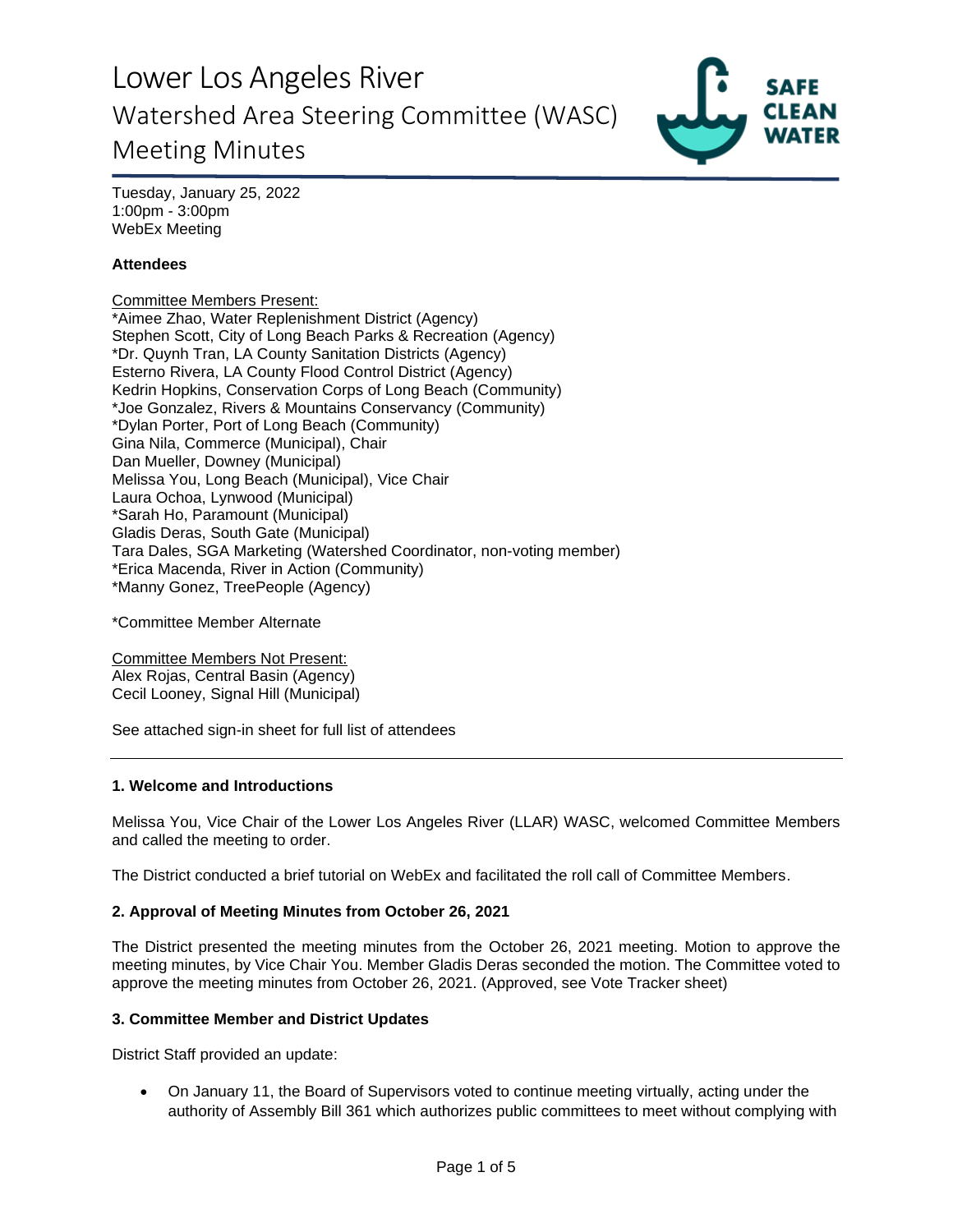# Lower Los Angeles River

## Watershed Area Steering Committee (WASC)

## Meeting Minutes

Tuesday, January 25, 2022
1:00pm - 3:00pm
WebEx Meeting

**Attendees**

Committee Members Present:
*Aimee Zhao, Water Replenishment District (Agency)
Stephen Scott, City of Long Beach Parks & Recreation (Agency)
*Dr. Quynh Tran, LA County Sanitation Districts (Agency)
Esterno Rivera, LA County Flood Control District (Agency)
Kedrin Hopkins, Conservation Corps of Long Beach (Community)
*Joe Gonzalez, Rivers & Mountains Conservancy (Community)
*Dylan Porter, Port of Long Beach (Community)
Gina Nila, Commerce (Municipal), Chair
Dan Mueller, Downey (Municipal)
Melissa You, Long Beach (Municipal), Vice Chair
Laura Ochoa, Lynwood (Municipal)
*Sarah Ho, Paramount (Municipal)
Gladis Deras, South Gate (Municipal)
Tara Dales, SGA Marketing (Watershed Coordinator, non-voting member)
*Erica Macenda, River in Action (Community)
*Manny Gonez, TreePeople (Agency)

*Committee Member Alternate

Committee Members Not Present:
Alex Rojas, Central Basin (Agency)
Cecil Looney, Signal Hill (Municipal)

See attached sign-in sheet for full list of attendees

---

### 1. Welcome and Introductions

Melissa You, Vice Chair of the Lower Los Angeles River (LLAR) WASC, welcomed Committee Members and called the meeting to order.

The District conducted a brief tutorial on WebEx and facilitated the roll call of Committee Members.

### 2. Approval of Meeting Minutes from October 26, 2021

The District presented the meeting minutes from the October 26, 2021 meeting. Motion to approve the meeting minutes, by Vice Chair You. Member Gladis Deras seconded the motion. The Committee voted to approve the meeting minutes from October 26, 2021. (Approved, see Vote Tracker sheet)

### 3. Committee Member and District Updates

District Staff provided an update:

- On January 11, the Board of Supervisors voted to continue meeting virtually, acting under the authority of Assembly Bill 361 which authorizes public committees to meet without complying with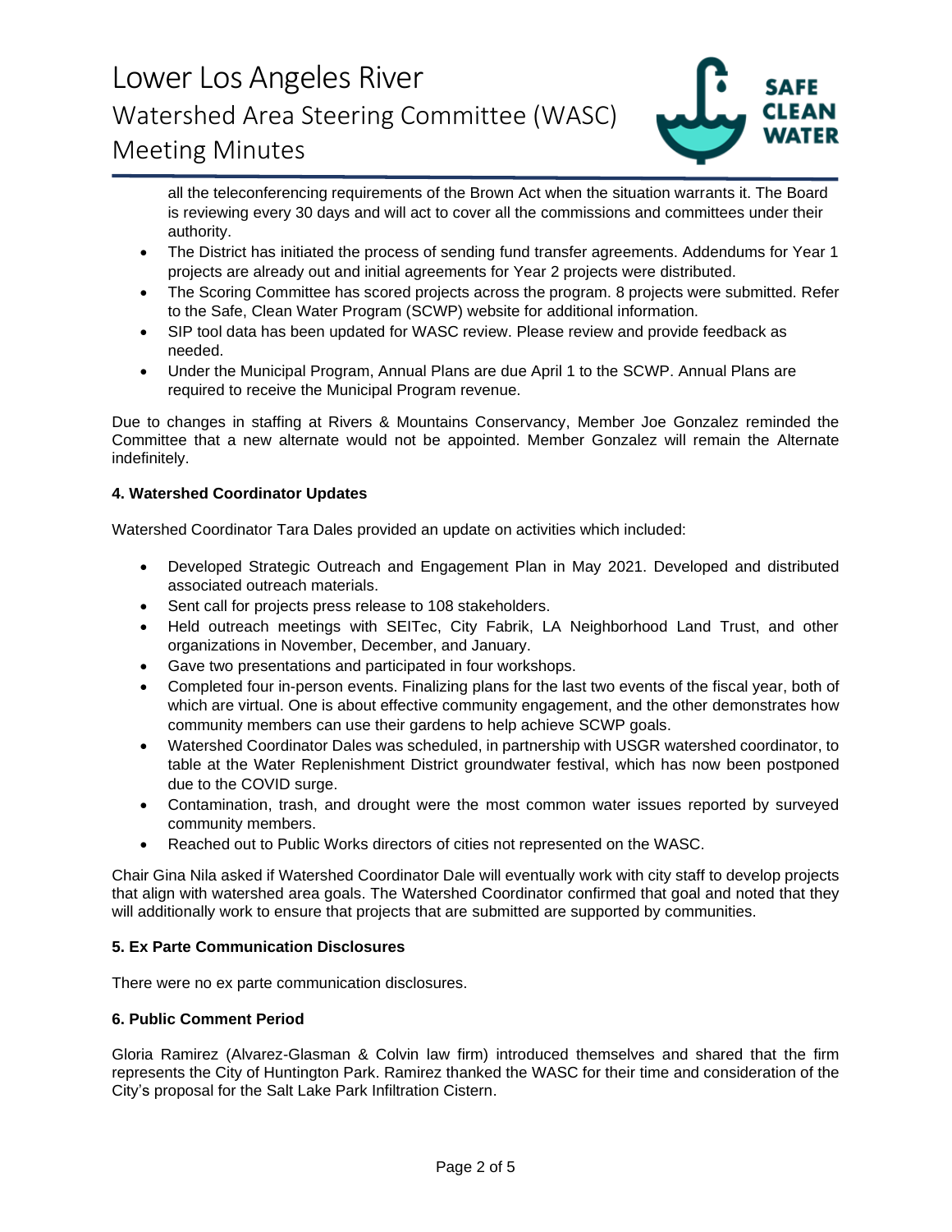all the teleconferencing requirements of the Brown Act when the situation warrants it. The Board is reviewing every 30 days and will act to cover all the commissions and committees under their authority.

- The District has initiated the process of sending fund transfer agreements. Addendums for Year 1 projects are already out and initial agreements for Year 2 projects were distributed.
- The Scoring Committee has scored projects across the program. 8 projects were submitted. Refer to the Safe, Clean Water Program (SCWP) website for additional information.
- SIP tool data has been updated for WASC review. Please review and provide feedback as needed.
- Under the Municipal Program, Annual Plans are due April 1 to the SCWP. Annual Plans are required to receive the Municipal Program revenue.

Due to changes in staffing at Rivers & Mountains Conservancy, Member Joe Gonzalez reminded the Committee that a new alternate would not be appointed. Member Gonzalez will remain the Alternate indefinitely.

**4. Watershed Coordinator Updates**

Watershed Coordinator Tara Dales provided an update on activities which included:

- Developed Strategic Outreach and Engagement Plan in May 2021. Developed and distributed associated outreach materials.
- Sent call for projects press release to 108 stakeholders.
- Held outreach meetings with SEITec, City Fabrik, LA Neighborhood Land Trust, and other organizations in November, December, and January.
- Gave two presentations and participated in four workshops.
- Completed four in-person events. Finalizing plans for the last two events of the fiscal year, both of which are virtual. One is about effective community engagement, and the other demonstrates how community members can use their gardens to help achieve SCWP goals.
- Watershed Coordinator Dales was scheduled, in partnership with USGR watershed coordinator, to table at the Water Replenishment District groundwater festival, which has now been postponed due to the COVID surge.
- Contamination, trash, and drought were the most common water issues reported by surveyed community members.
- Reached out to Public Works directors of cities not represented on the WASC.

Chair Gina Nila asked if Watershed Coordinator Dale will eventually work with city staff to develop projects that align with watershed area goals. The Watershed Coordinator confirmed that goal and noted that they will additionally work to ensure that projects that are submitted are supported by communities.

**5. Ex Parte Communication Disclosures**

There were no ex parte communication disclosures.

**6. Public Comment Period**

Gloria Ramirez (Alvarez-Glasman & Colvin law firm) introduced themselves and shared that the firm represents the City of Huntington Park. Ramirez thanked the WASC for their time and consideration of the City's proposal for the Salt Lake Park Infiltration Cistern.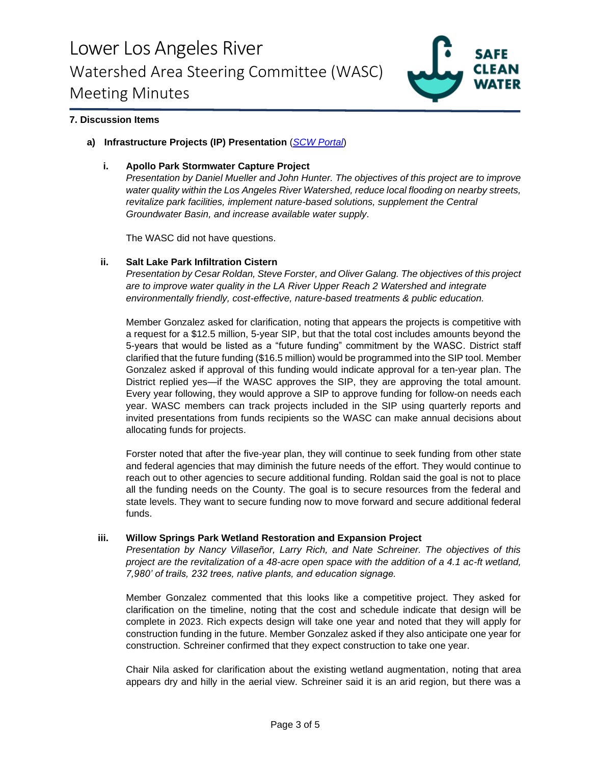### 7. Discussion Items

#### a) Infrastructure Projects (IP) Presentation ([SCW Portal](#))

**i. Apollo Park Stormwater Capture Project**

*Presentation by Daniel Mueller and John Hunter. The objectives of this project are to improve water quality within the Los Angeles River Watershed, reduce local flooding on nearby streets, revitalize park facilities, implement nature-based solutions, supplement the Central Groundwater Basin, and increase available water supply.*

The WASC did not have questions.

**ii. Salt Lake Park Infiltration Cistern**

*Presentation by Cesar Roldan, Steve Forster, and Oliver Galang. The objectives of this project are to improve water quality in the LA River Upper Reach 2 Watershed and integrate environmentally friendly, cost-effective, nature-based treatments & public education.*

Member Gonzalez asked for clarification, noting that appears the projects is competitive with a request for a $12.5 million, 5-year SIP, but that the total cost includes amounts beyond the 5-years that would be listed as a "future funding" commitment by the WASC. District staff clarified that the future funding ($16.5 million) would be programmed into the SIP tool. Member Gonzalez asked if approval of this funding would indicate approval for a ten-year plan. The District replied yes—if the WASC approves the SIP, they are approving the total amount. Every year following, they would approve a SIP to approve funding for follow-on needs each year. WASC members can track projects included in the SIP using quarterly reports and invited presentations from funds recipients so the WASC can make annual decisions about allocating funds for projects.

Forster noted that after the five-year plan, they will continue to seek funding from other state and federal agencies that may diminish the future needs of the effort. They would continue to reach out to other agencies to secure additional funding. Roldan said the goal is not to place all the funding needs on the County. The goal is to secure resources from the federal and state levels. They want to secure funding now to move forward and secure additional federal funds.

**iii. Willow Springs Park Wetland Restoration and Expansion Project**

*Presentation by Nancy Villaseñor, Larry Rich, and Nate Schreiner. The objectives of this project are the revitalization of a 48-acre open space with the addition of a 4.1 ac-ft wetland, 7,980' of trails, 232 trees, native plants, and education signage.*

Member Gonzalez commented that this looks like a competitive project. They asked for clarification on the timeline, noting that the cost and schedule indicate that design will be complete in 2023. Rich expects design will take one year and noted that they will apply for construction funding in the future. Member Gonzalez asked if they also anticipate one year for construction. Schreiner confirmed that they expect construction to take one year.

Chair Nila asked for clarification about the existing wetland augmentation, noting that area appears dry and hilly in the aerial view. Schreiner said it is an arid region, but there was a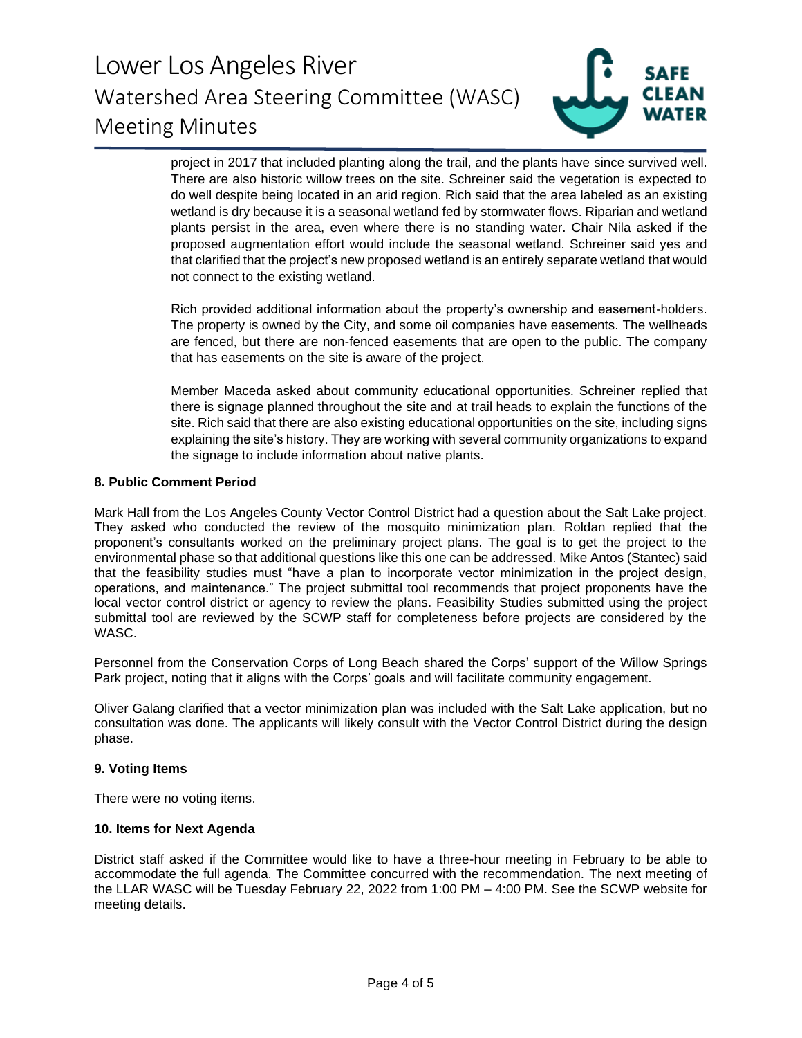project in 2017 that included planting along the trail, and the plants have since survived well. There are also historic willow trees on the site. Schreiner said the vegetation is expected to do well despite being located in an arid region. Rich said that the area labeled as an existing wetland is dry because it is a seasonal wetland fed by stormwater flows. Riparian and wetland plants persist in the area, even where there is no standing water. Chair Nila asked if the proposed augmentation effort would include the seasonal wetland. Schreiner said yes and that clarified that the project's new proposed wetland is an entirely separate wetland that would not connect to the existing wetland.

Rich provided additional information about the property's ownership and easement-holders. The property is owned by the City, and some oil companies have easements. The wellheads are fenced, but there are non-fenced easements that are open to the public. The company that has easements on the site is aware of the project.

Member Maceda asked about community educational opportunities. Schreiner replied that there is signage planned throughout the site and at trail heads to explain the functions of the site. Rich said that there are also existing educational opportunities on the site, including signs explaining the site's history. They are working with several community organizations to expand the signage to include information about native plants.

**8. Public Comment Period**

Mark Hall from the Los Angeles County Vector Control District had a question about the Salt Lake project. They asked who conducted the review of the mosquito minimization plan. Roldan replied that the proponent's consultants worked on the preliminary project plans. The goal is to get the project to the environmental phase so that additional questions like this one can be addressed. Mike Antos (Stantec) said that the feasibility studies must "have a plan to incorporate vector minimization in the project design, operations, and maintenance." The project submittal tool recommends that project proponents have the local vector control district or agency to review the plans. Feasibility Studies submitted using the project submittal tool are reviewed by the SCWP staff for completeness before projects are considered by the WASC.

Personnel from the Conservation Corps of Long Beach shared the Corps' support of the Willow Springs Park project, noting that it aligns with the Corps' goals and will facilitate community engagement.

Oliver Galang clarified that a vector minimization plan was included with the Salt Lake application, but no consultation was done. The applicants will likely consult with the Vector Control District during the design phase.

**9. Voting Items**

There were no voting items.

**10. Items for Next Agenda**

District staff asked if the Committee would like to have a three-hour meeting in February to be able to accommodate the full agenda. The Committee concurred with the recommendation. The next meeting of the LLAR WASC will be Tuesday February 22, 2022 from 1:00 PM – 4:00 PM. See the SCWP website for meeting details.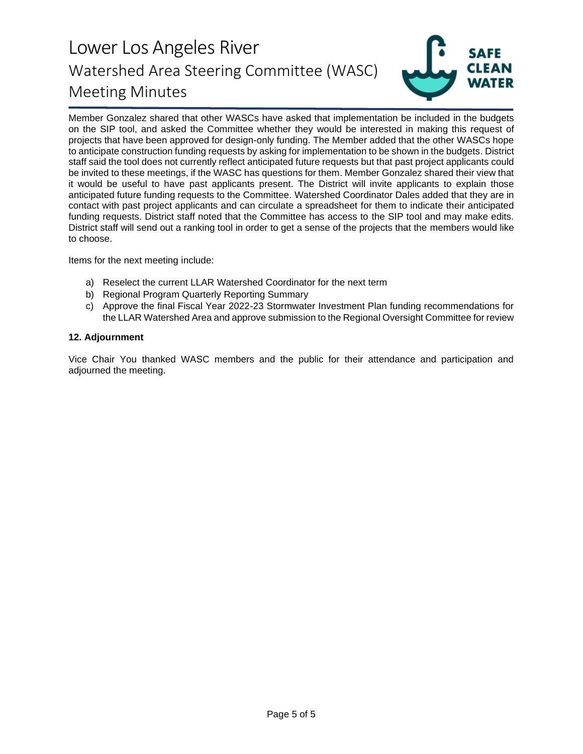Member Gonzalez shared that other WASCs have asked that implementation be included in the budgets on the SIP tool, and asked the Committee whether they would be interested in making this request of projects that have been approved for design-only funding. The Member added that the other WASCs hope to anticipate construction funding requests by asking for implementation to be shown in the budgets. District staff said the tool does not currently reflect anticipated future requests but that past project applicants could be invited to these meetings, if the WASC has questions for them. Member Gonzalez shared their view that it would be useful to have past applicants present. The District will invite applicants to explain those anticipated future funding requests to the Committee. Watershed Coordinator Dales added that they are in contact with past project applicants and can circulate a spreadsheet for them to indicate their anticipated funding requests. District staff noted that the Committee has access to the SIP tool and may make edits. District staff will send out a ranking tool in order to get a sense of the projects that the members would like to choose.

Items for the next meeting include:

a) Reselect the current LLAR Watershed Coordinator for the next term
b) Regional Program Quarterly Reporting Summary
c) Approve the final Fiscal Year 2022-23 Stormwater Investment Plan funding recommendations for the LLAR Watershed Area and approve submission to the Regional Oversight Committee for review

**12. Adjournment**

Vice Chair You thanked WASC members and the public for their attendance and participation and adjourned the meeting.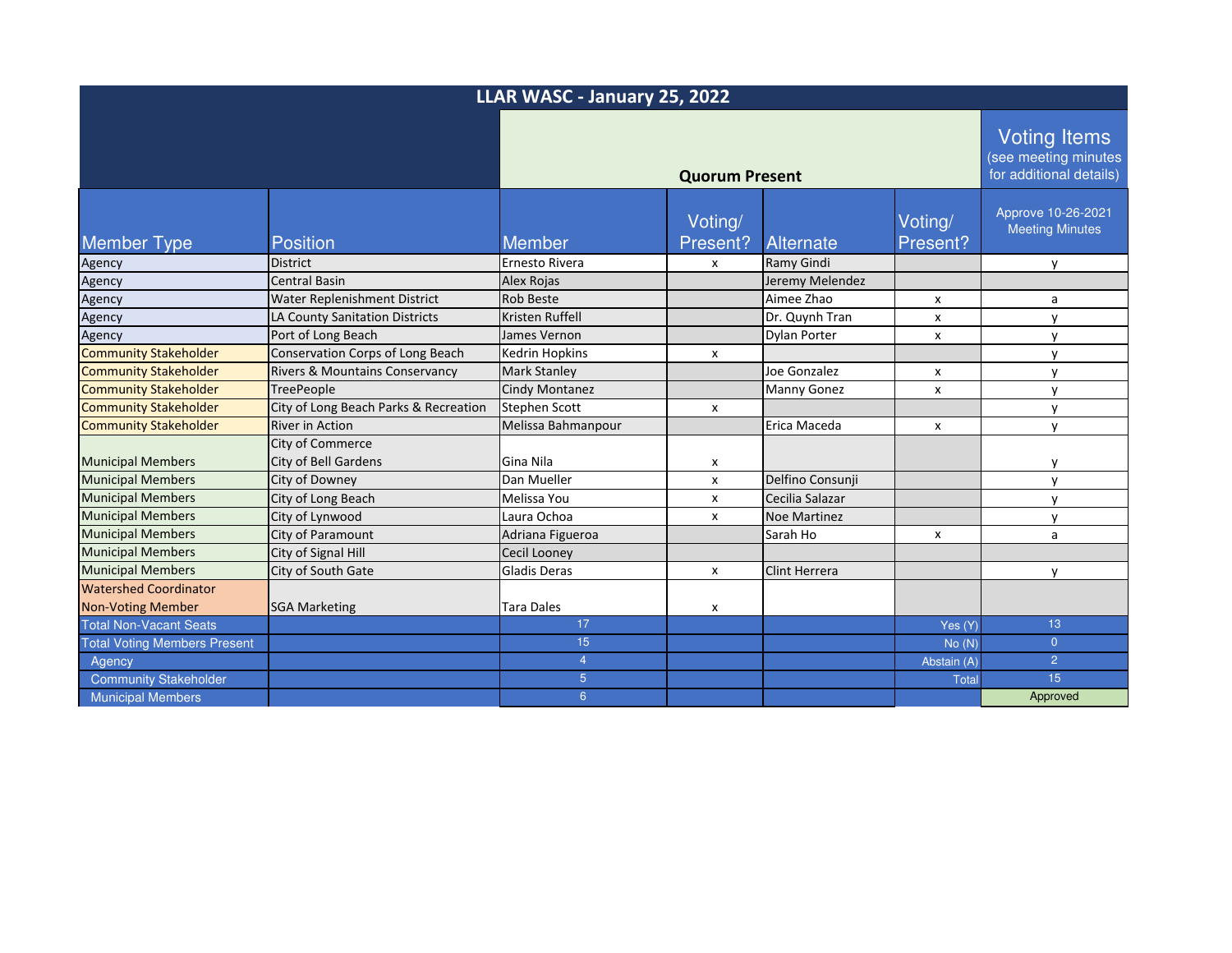# LLAR WASC - January 25, 2022

| Member Type | Position | Member | Voting/ Present? | Alternate | Voting/ Present? | Voting Items (see meeting minutes for additional details) |
|---|---|---|---|---|---|---|
| | | Quorum Present | | | | Approve 10-26-2021 Meeting Minutes |
| Agency | District | Ernesto Rivera | x | Ramy Gindi | | y |
| Agency | Central Basin | Alex Rojas | | Jeremy Melendez | | |
| Agency | Water Replenishment District | Rob Beste | | Aimee Zhao | x | a |
| Agency | LA County Sanitation Districts | Kristen Ruffell | | Dr. Quynh Tran | x | y |
| Agency | Port of Long Beach | James Vernon | | Dylan Porter | x | y |
| Community Stakeholder | Conservation Corps of Long Beach | Kedrin Hopkins | x | | | y |
| Community Stakeholder | Rivers & Mountains Conservancy | Mark Stanley | | Joe Gonzalez | x | y |
| Community Stakeholder | TreePeople | Cindy Montanez | | Manny Gonez | x | y |
| Community Stakeholder | City of Long Beach Parks & Recreation | Stephen Scott | x | | | y |
| Community Stakeholder | River in Action | Melissa Bahmanpour | | Erica Maceda | x | y |
| Municipal Members | City of Commerce<br>City of Bell Gardens | Gina Nila | x | | | y |
| Municipal Members | City of Downey | Dan Mueller | x | Delfino Consunji | | y |
| Municipal Members | City of Long Beach | Melissa You | x | Cecilia Salazar | | y |
| Municipal Members | City of Lynwood | Laura Ochoa | x | Noe Martinez | | y |
| Municipal Members | City of Paramount | Adriana Figueroa | | Sarah Ho | x | a |
| Municipal Members | City of Signal Hill | Cecil Looney | | | | |
| Municipal Members | City of South Gate | Gladis Deras | x | Clint Herrera | | y |
| Watershed Coordinator<br>Non-Voting Member | SGA Marketing | Tara Dales | x | | | |
| Total Non-Vacant Seats | | 17 | | | Yes (Y) | 13 |
| Total Voting Members Present | | 15 | | | No (N) | 0 |
| Agency | | 4 | | | Abstain (A) | 2 |
| Community Stakeholder | | 5 | | | Total | 15 |
| Municipal Members | | 6 | | | | Approved |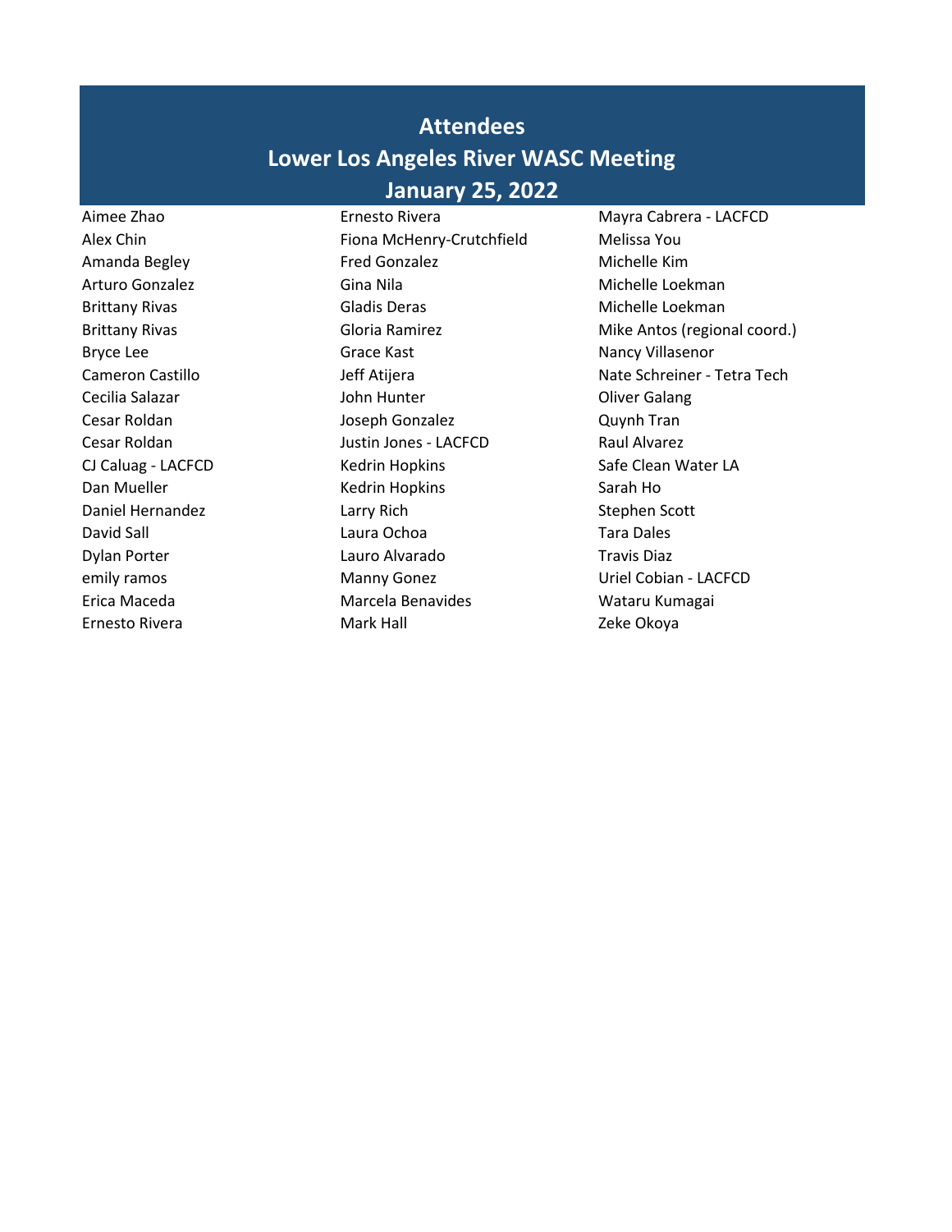# Attendees
## Lower Los Angeles River WASC Meeting
## January 25, 2022

| | | |
|---|---|---|
| Aimee Zhao | Ernesto Rivera | Mayra Cabrera - LACFCD |
| Alex Chin | Fiona McHenry-Crutchfield | Melissa You |
| Amanda Begley | Fred Gonzalez | Michelle Kim |
| Arturo Gonzalez | Gina Nila | Michelle Loekman |
| Brittany Rivas | Gladis Deras | Michelle Loekman |
| Brittany Rivas | Gloria Ramirez | Mike Antos (regional coord.) |
| Bryce Lee | Grace Kast | Nancy Villasenor |
| Cameron Castillo | Jeff Atijera | Nate Schreiner - Tetra Tech |
| Cecilia Salazar | John Hunter | Oliver Galang |
| Cesar Roldan | Joseph Gonzalez | Quynh Tran |
| Cesar Roldan | Justin Jones - LACFCD | Raul Alvarez |
| CJ Caluag - LACFCD | Kedrin Hopkins | Safe Clean Water LA |
| Dan Mueller | Kedrin Hopkins | Sarah Ho |
| Daniel Hernandez | Larry Rich | Stephen Scott |
| David Sall | Laura Ochoa | Tara Dales |
| Dylan Porter | Lauro Alvarado | Travis Diaz |
| emily ramos | Manny Gonez | Uriel Cobian - LACFCD |
| Erica Maceda | Marcela Benavides | Wataru Kumagai |
| Ernesto Rivera | Mark Hall | Zeke Okoya |